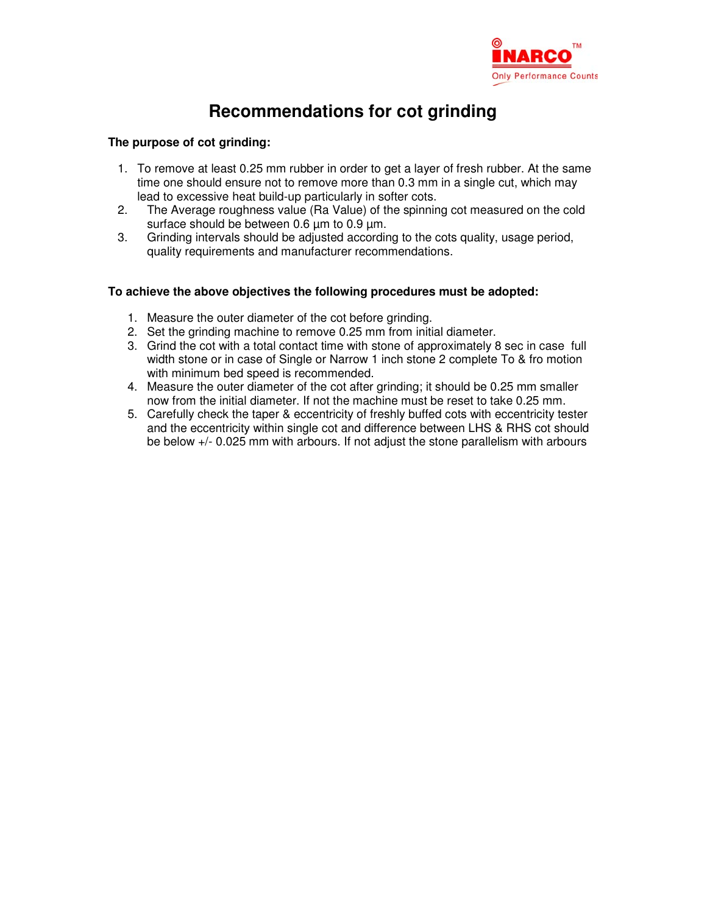INARCO™

Only Performance Counts

# Recommendations for cot grinding

**The purpose of cot grinding:**

1. To remove at least 0.25 mm rubber in order to get a layer of fresh rubber. At the same time one should ensure not to remove more than 0.3 mm in a single cut, which may lead to excessive heat build-up particularly in softer cots.
2. The Average roughness value (Ra Value) of the spinning cot measured on the cold surface should be between 0.6 µm to 0.9 µm.
3. Grinding intervals should be adjusted according to the cots quality, usage period, quality requirements and manufacturer recommendations.

**To achieve the above objectives the following procedures must be adopted:**

1. Measure the outer diameter of the cot before grinding.
2. Set the grinding machine to remove 0.25 mm from initial diameter.
3. Grind the cot with a total contact time with stone of approximately 8 sec in case full width stone or in case of Single or Narrow 1 inch stone 2 complete To & fro motion with minimum bed speed is recommended.
4. Measure the outer diameter of the cot after grinding; it should be 0.25 mm smaller now from the initial diameter. If not the machine must be reset to take 0.25 mm.
5. Carefully check the taper & eccentricity of freshly buffed cots with eccentricity tester and the eccentricity within single cot and difference between LHS & RHS cot should be below +/- 0.025 mm with arbours. If not adjust the stone parallelism with arbours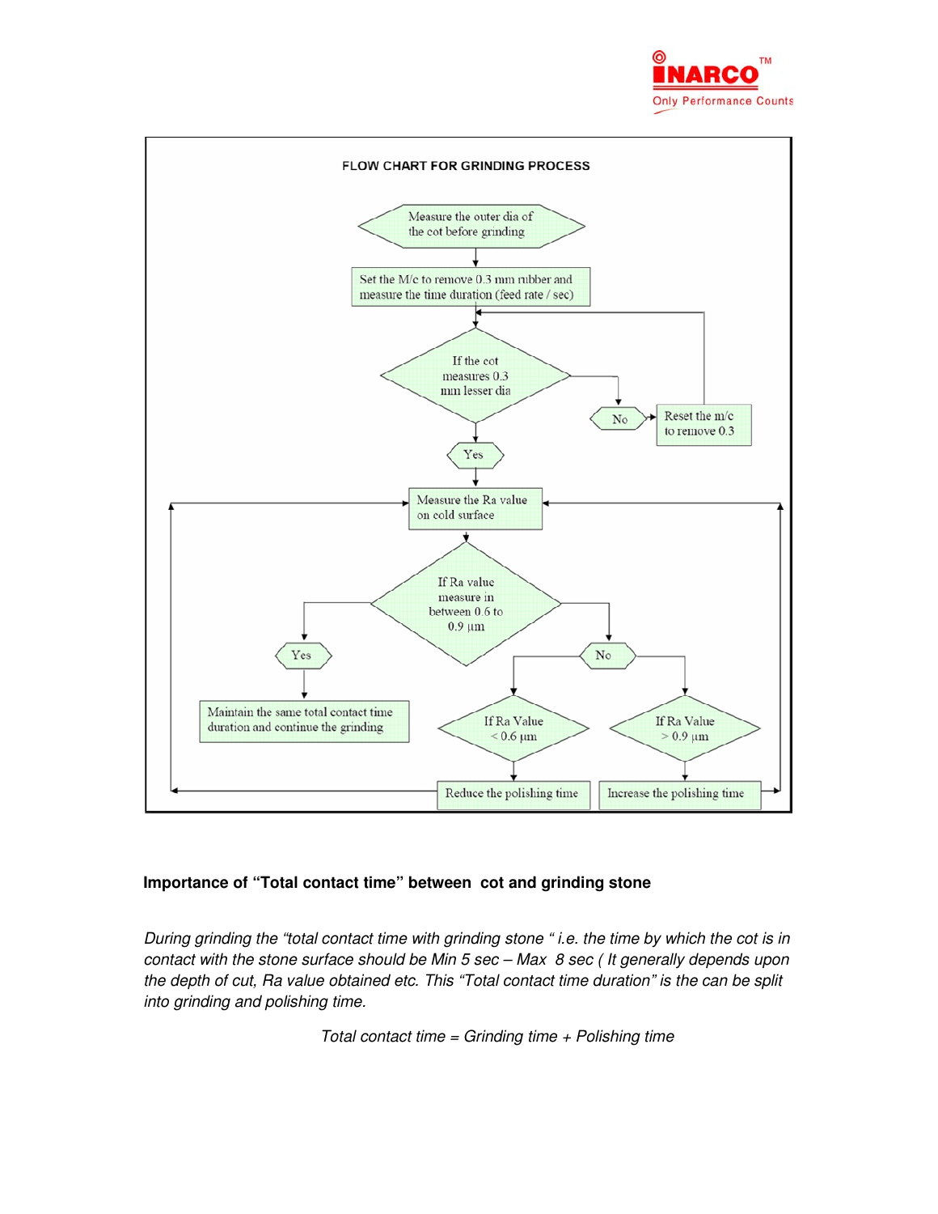## FLOW CHART FOR GRINDING PROCESS

Measure the outer dia of the cot before grinding

↓

Set the M/c to remove 0.3 mm rubber and measure the time duration (feed rate / sec)

↓

If the cot measures 0.3 mm lesser dia

- No → Reset the m/c to remove 0.3 → (back to "If the cot measures 0.3 mm lesser dia")
- Yes ↓

Measure the Ra value on cold surface

↓

If Ra value measure in between 0.6 to 0.9 µm

- Yes → Maintain the same total contact time duration and continue the grinding
- No →
  - If Ra Value < 0.6 µm → Reduce the polishing time → (back to "Measure the Ra value on cold surface")
  - If Ra Value > 0.9 µm → Increase the polishing time → (back to "Measure the Ra value on cold surface")

**Importance of "Total contact time" between cot and grinding stone**

*During grinding the "total contact time with grinding stone " i.e. the time by which the cot is in contact with the stone surface should be Min 5 sec – Max 8 sec ( It generally depends upon the depth of cut, Ra value obtained etc. This "Total contact time duration" is the can be split into grinding and polishing time.*

*Total contact time = Grinding time + Polishing time*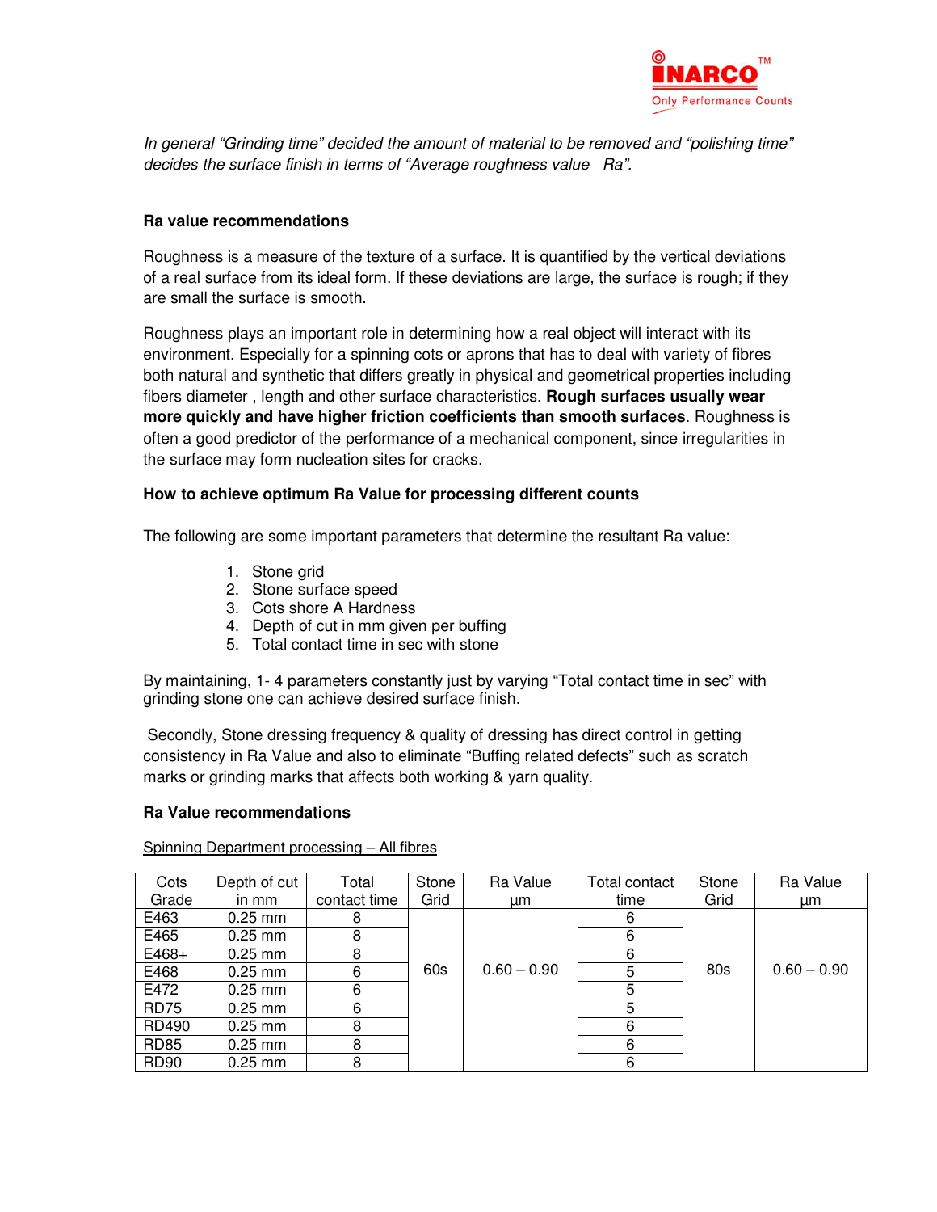*In general "Grinding time" decided the amount of material to be removed and "polishing time" decides the surface finish in terms of "Average roughness value Ra".*

### Ra value recommendations

Roughness is a measure of the texture of a surface. It is quantified by the vertical deviations of a real surface from its ideal form. If these deviations are large, the surface is rough; if they are small the surface is smooth.

Roughness plays an important role in determining how a real object will interact with its environment. Especially for a spinning cots or aprons that has to deal with variety of fibres both natural and synthetic that differs greatly in physical and geometrical properties including fibers diameter , length and other surface characteristics. **Rough surfaces usually wear more quickly and have higher friction coefficients than smooth surfaces**. Roughness is often a good predictor of the performance of a mechanical component, since irregularities in the surface may form nucleation sites for cracks.

### How to achieve optimum Ra Value for processing different counts

The following are some important parameters that determine the resultant Ra value:

1. Stone grid
2. Stone surface speed
3. Cots shore A Hardness
4. Depth of cut in mm given per buffing
5. Total contact time in sec with stone

By maintaining, 1- 4 parameters constantly just by varying "Total contact time in sec" with grinding stone one can achieve desired surface finish.

Secondly, Stone dressing frequency & quality of dressing has direct control in getting consistency in Ra Value and also to eliminate "Buffing related defects" such as scratch marks or grinding marks that affects both working & yarn quality.

### Ra Value recommendations

Spinning Department processing – All fibres

| Cots Grade | Depth of cut in mm | Total contact time | Stone Grid | Ra Value µm | Total contact time | Stone Grid | Ra Value µm |
|---|---|---|---|---|---|---|---|
| E463 | 0.25 mm | 8 | 60s | 0.60 – 0.90 | 6 | 80s | 0.60 – 0.90 |
| E465 | 0.25 mm | 8 | | | 6 | | |
| E468+ | 0.25 mm | 8 | | | 6 | | |
| E468 | 0.25 mm | 6 | | | 5 | | |
| E472 | 0.25 mm | 6 | | | 5 | | |
| RD75 | 0.25 mm | 6 | | | 5 | | |
| RD490 | 0.25 mm | 8 | | | 6 | | |
| RD85 | 0.25 mm | 8 | | | 6 | | |
| RD90 | 0.25 mm | 8 | | | 6 | | |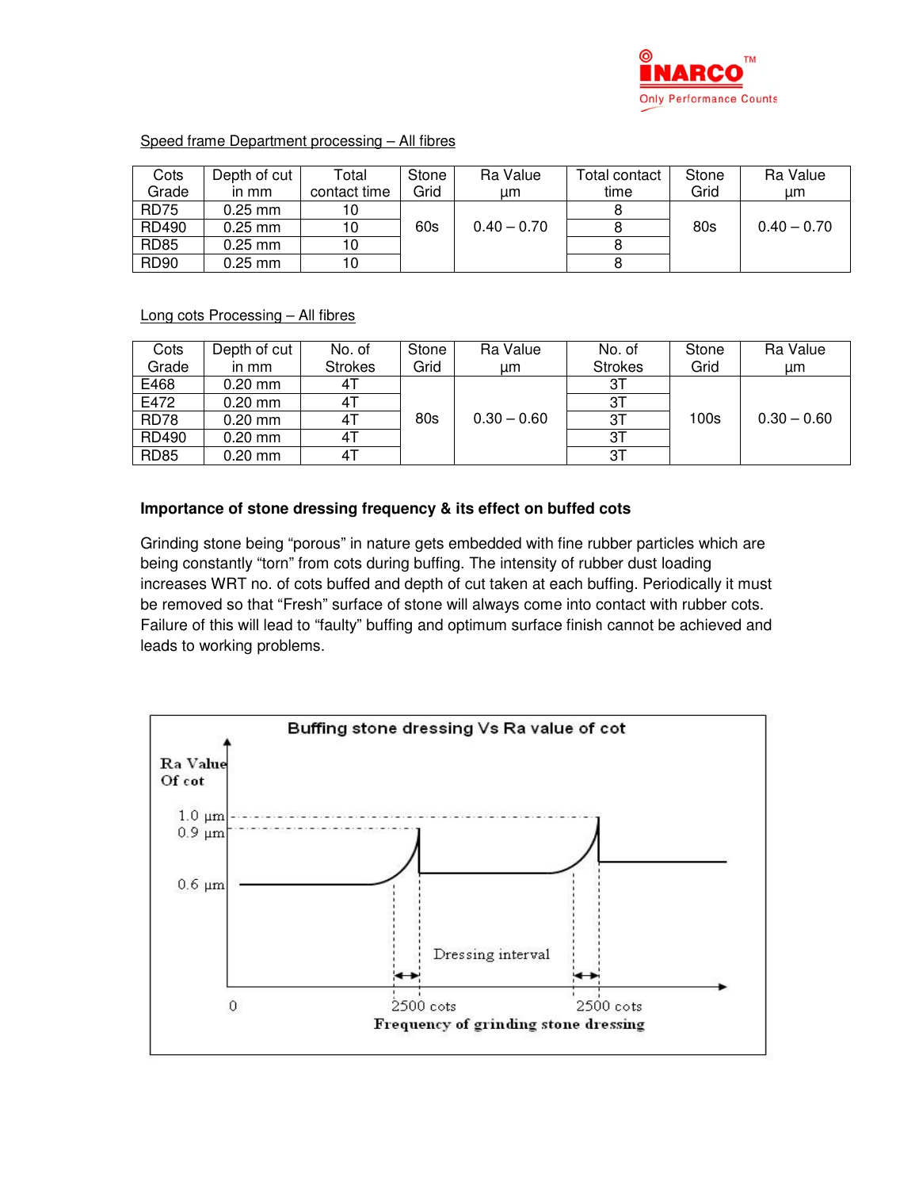Speed frame Department processing – All fibres

| Cots Grade | Depth of cut in mm | Total contact time | Stone Grid | Ra Value µm | Total contact time | Stone Grid | Ra Value µm |
|---|---|---|---|---|---|---|---|
| RD75 | 0.25 mm | 10 | 60s | 0.40 – 0.70 | 8 | 80s | 0.40 – 0.70 |
| RD490 | 0.25 mm | 10 | | | 8 | | |
| RD85 | 0.25 mm | 10 | | | 8 | | |
| RD90 | 0.25 mm | 10 | | | 8 | | |

Long cots Processing – All fibres

| Cots Grade | Depth of cut in mm | No. of Strokes | Stone Grid | Ra Value µm | No. of Strokes | Stone Grid | Ra Value µm |
|---|---|---|---|---|---|---|---|
| E468 | 0.20 mm | 4T | 80s | 0.30 – 0.60 | 3T | 100s | 0.30 – 0.60 |
| E472 | 0.20 mm | 4T | | | 3T | | |
| RD78 | 0.20 mm | 4T | | | 3T | | |
| RD490 | 0.20 mm | 4T | | | 3T | | |
| RD85 | 0.20 mm | 4T | | | 3T | | |

**Importance of stone dressing frequency & its effect on buffed cots**

Grinding stone being "porous" in nature gets embedded with fine rubber particles which are being constantly "torn" from cots during buffing. The intensity of rubber dust loading increases WRT no. of cots buffed and depth of cut taken at each buffing. Periodically it must be removed so that "Fresh" surface of stone will always come into contact with rubber cots. Failure of this will lead to "faulty" buffing and optimum surface finish cannot be achieved and leads to working problems.

Buffing stone dressing Vs Ra value of cot

Ra Value Of cot: 1.0 µm, 0.9 µm, 0.6 µm

Dressing interval: 0, 2500 cots, 2500 cots

Frequency of grinding stone dressing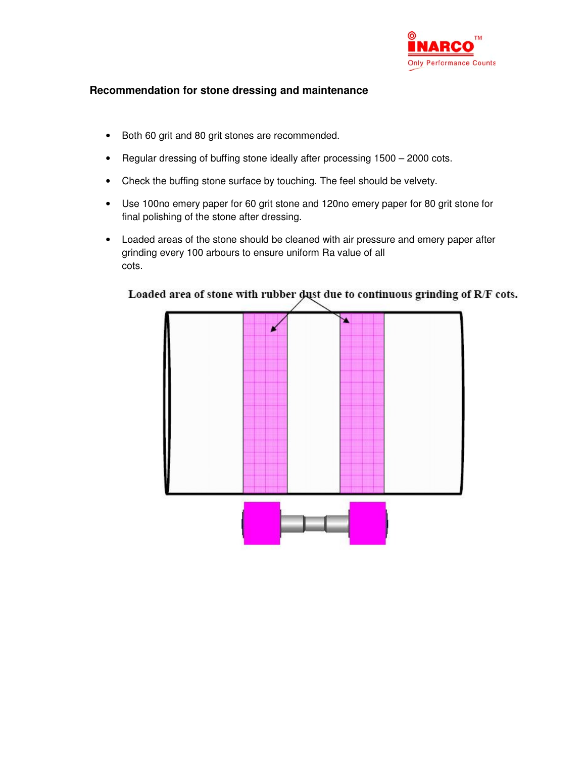## Recommendation for stone dressing and maintenance

- Both 60 grit and 80 grit stones are recommended.
- Regular dressing of buffing stone ideally after processing 1500 – 2000 cots.
- Check the buffing stone surface by touching. The feel should be velvety.
- Use 100no emery paper for 60 grit stone and 120no emery paper for 80 grit stone for final polishing of the stone after dressing.
- Loaded areas of the stone should be cleaned with air pressure and emery paper after grinding every 100 arbours to ensure uniform Ra value of all cots.

Loaded area of stone with rubber dust due to continuous grinding of R/F cots.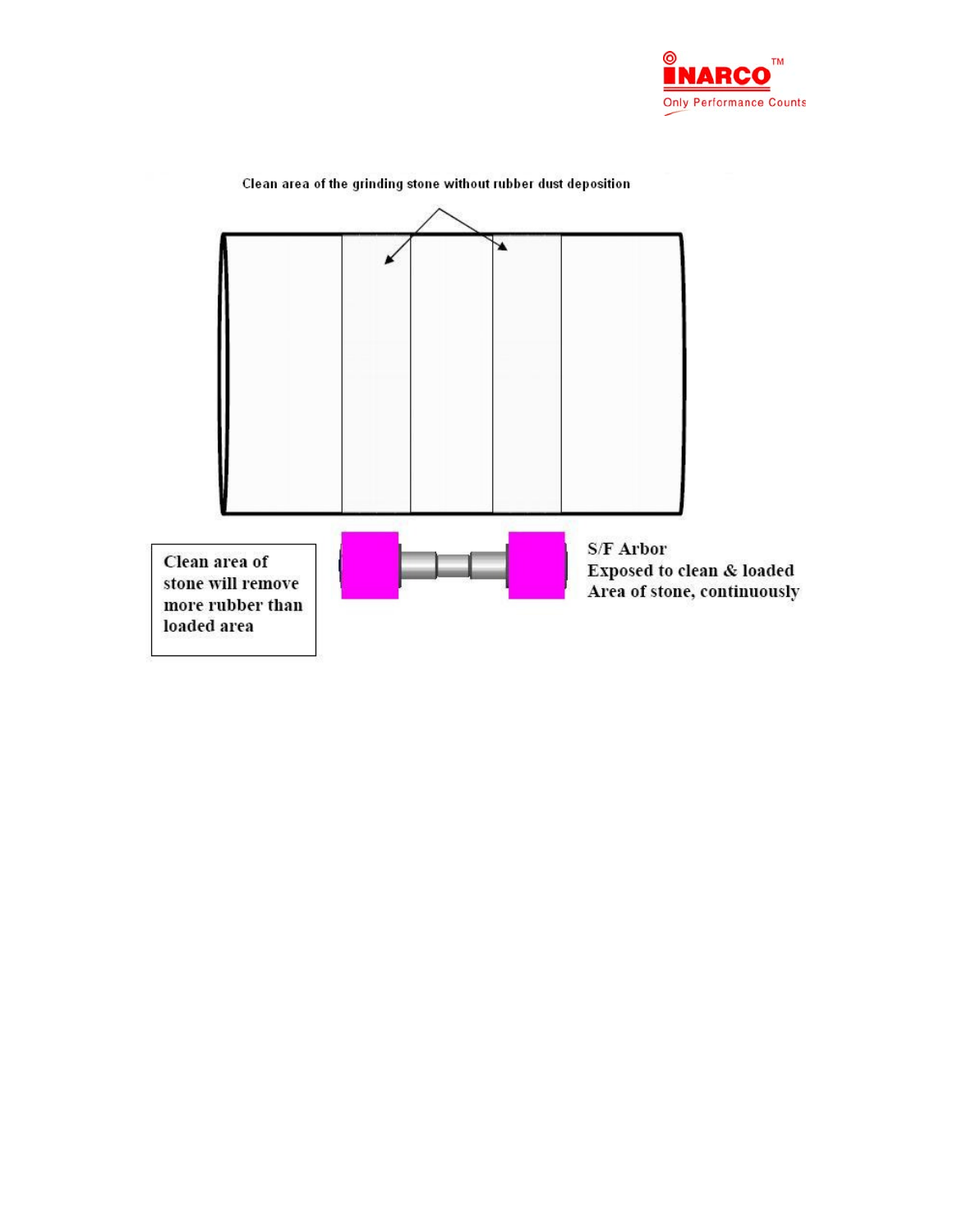Clean area of the grinding stone without rubber dust deposition

Clean area of stone will remove more rubber than loaded area

S/F Arbor
Exposed to clean & loaded
Area of stone, continuously